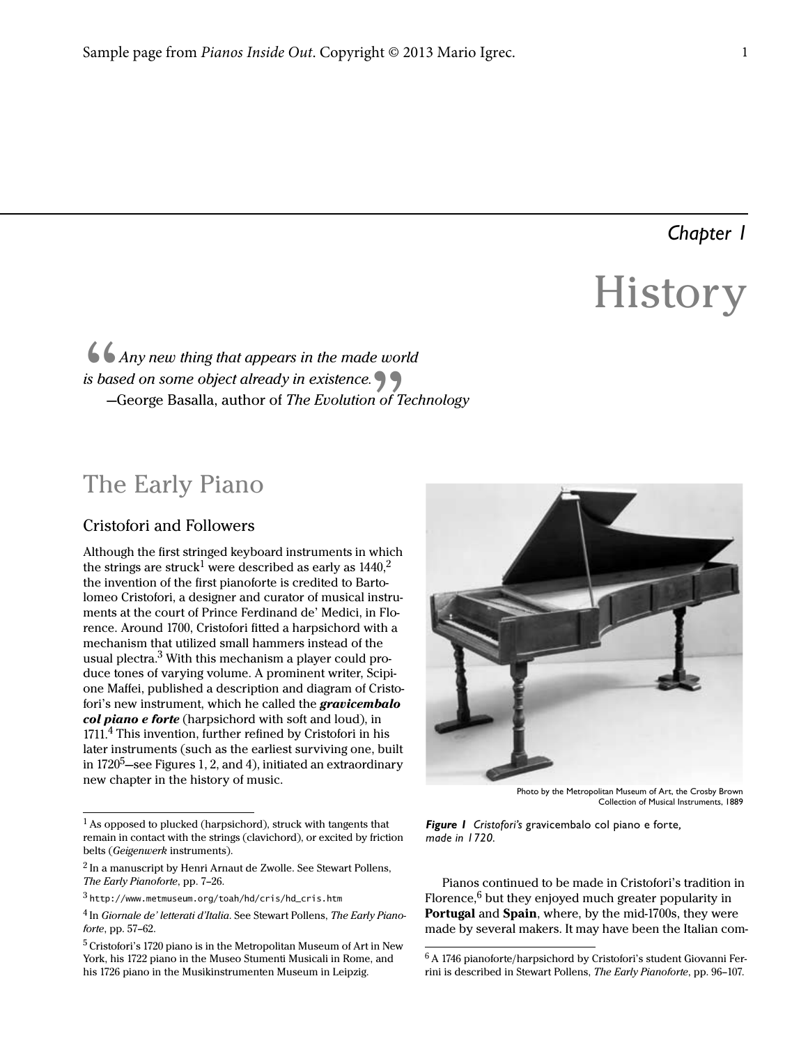# Chapter 1

# History

> *Any new thing that appears in the made world is based on some object already in existence.*
> —George Basalla, author of *The Evolution of Technology*

## The Early Piano

### Cristofori and Followers

Although the first stringed keyboard instruments in which the strings are struck[1] were described as early as 1440,[2] the invention of the first pianoforte is credited to Bartolomeo Cristofori, a designer and curator of musical instruments at the court of Prince Ferdinand de' Medici, in Florence. Around 1700, Cristofori fitted a harpsichord with a mechanism that utilized small hammers instead of the usual plectra.[3] With this mechanism a player could produce tones of varying volume. A prominent writer, Scipione Maffei, published a description and diagram of Cristofori's new instrument, which he called the ***gravicembalo col piano e forte*** (harpsichord with soft and loud), in 1711.[4] This invention, further refined by Cristofori in his later instruments (such as the earliest surviving one, built in 1720[5]—see Figures 1, 2, and 4), initiated an extraordinary new chapter in the history of music.

Photo by the Metropolitan Museum of Art, the Crosby Brown Collection of Musical Instruments, 1889

***Figure 1*** *Cristofori's* gravicembalo col piano e forte*, made in 1720.*

Pianos continued to be made in Cristofori's tradition in Florence,[6] but they enjoyed much greater popularity in **Portugal** and **Spain**, where, by the mid-1700s, they were made by several makers. It may have been the Italian com-

---

[1] As opposed to plucked (harpsichord), struck with tangents that remain in contact with the strings (clavichord), or excited by friction belts (*Geigenwerk* instruments).

[2] In a manuscript by Henri Arnaut de Zwolle. See Stewart Pollens, *The Early Pianoforte*, pp. 7–26.

[3] `http://www.metmuseum.org/toah/hd/cris/hd_cris.htm`

[4] In *Giornale de' letterati d'Italia*. See Stewart Pollens, *The Early Pianoforte*, pp. 57–62.

[5] Cristofori's 1720 piano is in the Metropolitan Museum of Art in New York, his 1722 piano in the Museo Stumenti Musicali in Rome, and his 1726 piano in the Musikinstrumenten Museum in Leipzig.

[6] A 1746 pianoforte/harpsichord by Cristofori's student Giovanni Ferrini is described in Stewart Pollens, *The Early Pianoforte*, pp. 96–107.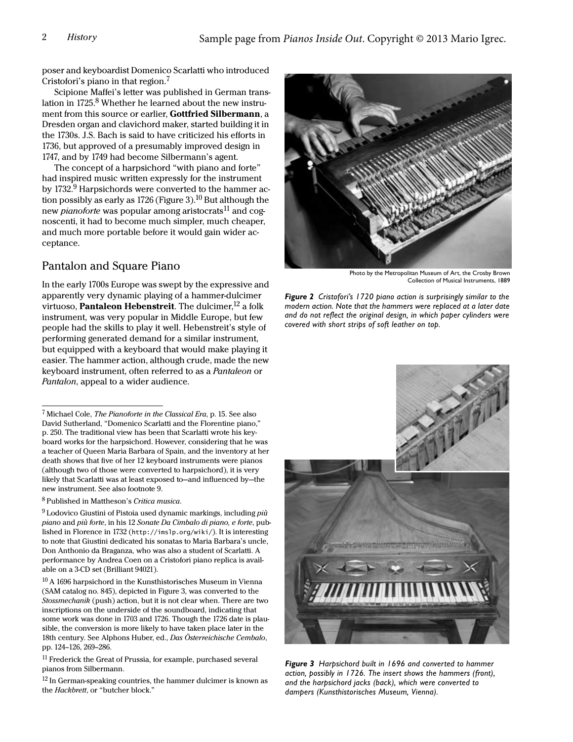poser and keyboardist Domenico Scarlatti who introduced Cristofori's piano in that region.[7]

Scipione Maffei's letter was published in German translation in 1725.[8] Whether he learned about the new instrument from this source or earlier, **Gottfried Silbermann**, a Dresden organ and clavichord maker, started building it in the 1730s. J.S. Bach is said to have criticized his efforts in 1736, but approved of a presumably improved design in 1747, and by 1749 had become Silbermann's agent.

The concept of a harpsichord "with piano and forte" had inspired music written expressly for the instrument by 1732.[9] Harpsichords were converted to the hammer action possibly as early as 1726 (Figure 3).[10] But although the new *pianoforte* was popular among aristocrats[11] and cognoscenti, it had to become much simpler, much cheaper, and much more portable before it would gain wider acceptance.

## Pantalon and Square Piano

In the early 1700s Europe was swept by the expressive and apparently very dynamic playing of a hammer-dulcimer virtuoso, **Pantaleon Hebenstreit**. The dulcimer,[12] a folk instrument, was very popular in Middle Europe, but few people had the skills to play it well. Hebenstreit's style of performing generated demand for a similar instrument, but equipped with a keyboard that would make playing it easier. The hammer action, although crude, made the new keyboard instrument, often referred to as a *Pantaleon* or *Pantalon*, appeal to a wider audience.

Photo by the Metropolitan Museum of Art, the Crosby Brown Collection of Musical Instruments, 1889

***Figure 2*** *Cristofori's 1720 piano action is surprisingly similar to the modern action. Note that the hammers were replaced at a later date and do not reflect the original design, in which paper cylinders were covered with short strips of soft leather on top.*

***Figure 3*** *Harpsichord built in 1696 and converted to hammer action, possibly in 1726. The insert shows the hammers (front), and the harpsichord jacks (back), which were converted to dampers (Kunsthistorisches Museum, Vienna).*

---

[7] Michael Cole, *The Pianoforte in the Classical Era*, p. 15. See also David Sutherland, "Domenico Scarlatti and the Florentine piano," p. 250. The traditional view has been that Scarlatti wrote his keyboard works for the harpsichord. However, considering that he was a teacher of Queen Maria Barbara of Spain, and the inventory at her death shows that five of her 12 keyboard instruments were pianos (although two of those were converted to harpsichord), it is very likely that Scarlatti was at least exposed to—and influenced by—the new instrument. See also footnote 9.

[8] Published in Mattheson's *Critica musica*.

[9] Lodovico Giustini of Pistoia used dynamic markings, including *più piano* and *più forte*, in his 12 *Sonate Da Cimbalo di piano, e forte*, published in Florence in 1732 (`http://imslp.org/wiki/`). It is interesting to note that Giustini dedicated his sonatas to Maria Barbara's uncle, Don Anthonio da Braganza, who was also a student of Scarlatti. A performance by Andrea Coen on a Cristofori piano replica is available on a 3-CD set (Brilliant 94021).

[10] A 1696 harpsichord in the Kunsthistorisches Museum in Vienna (SAM catalog no. 845), depicted in Figure 3, was converted to the *Stossmechanik* (push) action, but it is not clear when. There are two inscriptions on the underside of the soundboard, indicating that some work was done in 1703 and 1726. Though the 1726 date is plausible, the conversion is more likely to have taken place later in the 18th century. See Alphons Huber, ed., *Das Österreichische Cembalo*, pp. 124–126, 269–286.

[11] Frederick the Great of Prussia, for example, purchased several pianos from Silbermann.

[12] In German-speaking countries, the hammer dulcimer is known as the *Hackbrett*, or "butcher block."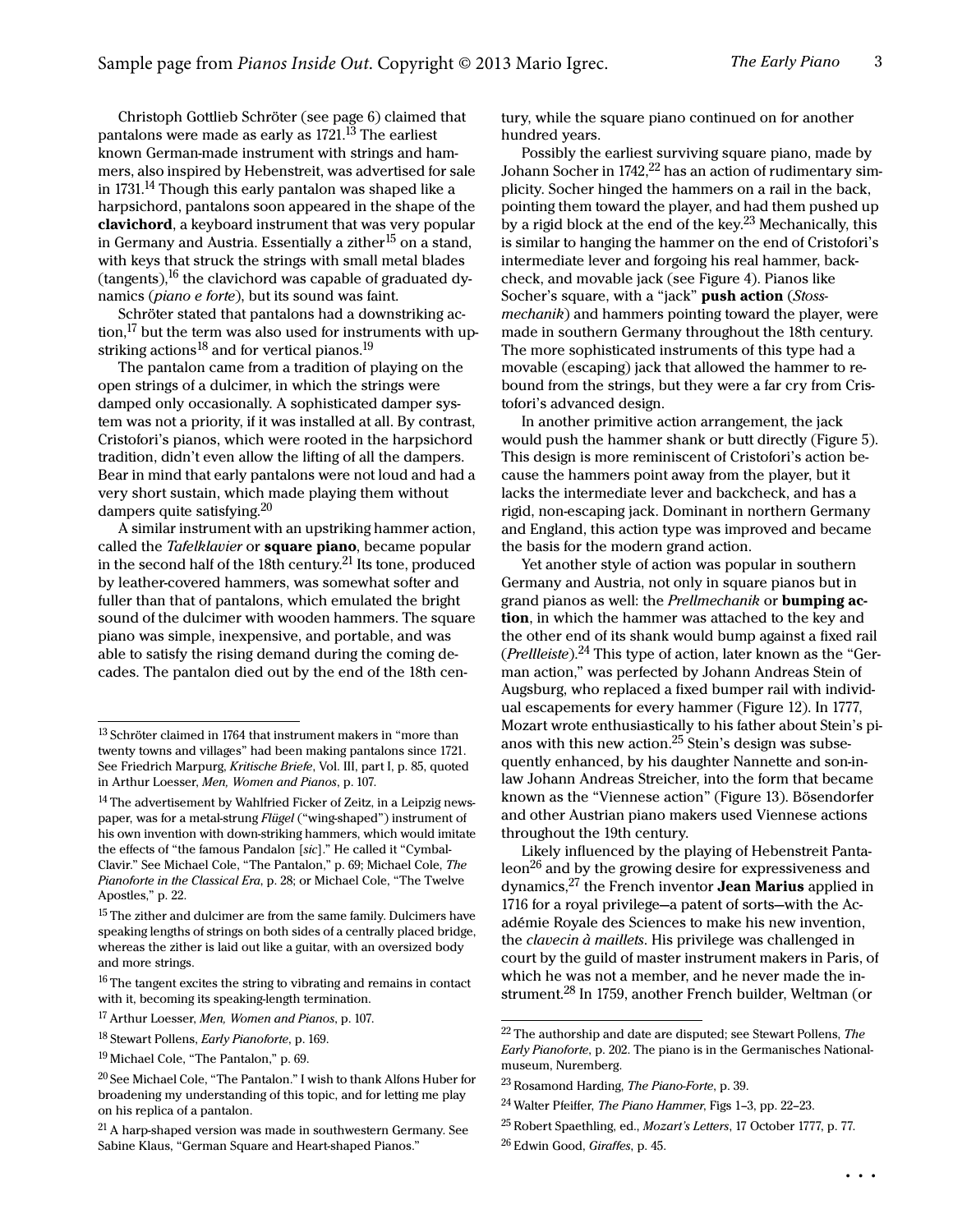Christoph Gottlieb Schröter (see page 6) claimed that pantalons were made as early as 1721.[13] The earliest known German-made instrument with strings and hammers, also inspired by Hebenstreit, was advertised for sale in 1731.[14] Though this early pantalon was shaped like a harpsichord, pantalons soon appeared in the shape of the **clavichord**, a keyboard instrument that was very popular in Germany and Austria. Essentially a zither[15] on a stand, with keys that struck the strings with small metal blades (tangents),[16] the clavichord was capable of graduated dynamics (*piano e forte*), but its sound was faint.

Schröter stated that pantalons had a downstriking action,[17] but the term was also used for instruments with upstriking actions[18] and for vertical pianos.[19]

The pantalon came from a tradition of playing on the open strings of a dulcimer, in which the strings were damped only occasionally. A sophisticated damper system was not a priority, if it was installed at all. By contrast, Cristofori's pianos, which were rooted in the harpsichord tradition, didn't even allow the lifting of all the dampers. Bear in mind that early pantalons were not loud and had a very short sustain, which made playing them without dampers quite satisfying.[20]

A similar instrument with an upstriking hammer action, called the *Tafelklavier* or **square piano**, became popular in the second half of the 18th century.[21] Its tone, produced by leather-covered hammers, was somewhat softer and fuller than that of pantalons, which emulated the bright sound of the dulcimer with wooden hammers. The square piano was simple, inexpensive, and portable, and was able to satisfy the rising demand during the coming decades. The pantalon died out by the end of the 18th century, while the square piano continued on for another hundred years.

Possibly the earliest surviving square piano, made by Johann Socher in 1742,[22] has an action of rudimentary simplicity. Socher hinged the hammers on a rail in the back, pointing them toward the player, and had them pushed up by a rigid block at the end of the key.[23] Mechanically, this is similar to hanging the hammer on the end of Cristofori's intermediate lever and forgoing his real hammer, backcheck, and movable jack (see Figure 4). Pianos like Socher's square, with a "jack" **push action** (*Stossmechanik*) and hammers pointing toward the player, were made in southern Germany throughout the 18th century. The more sophisticated instruments of this type had a movable (escaping) jack that allowed the hammer to rebound from the strings, but they were a far cry from Cristofori's advanced design.

In another primitive action arrangement, the jack would push the hammer shank or butt directly (Figure 5). This design is more reminiscent of Cristofori's action because the hammers point away from the player, but it lacks the intermediate lever and backcheck, and has a rigid, non-escaping jack. Dominant in northern Germany and England, this action type was improved and became the basis for the modern grand action.

Yet another style of action was popular in southern Germany and Austria, not only in square pianos but in grand pianos as well: the *Prellmechanik* or **bumping action**, in which the hammer was attached to the key and the other end of its shank would bump against a fixed rail (*Prellleiste*).[24] This type of action, later known as the "German action," was perfected by Johann Andreas Stein of Augsburg, who replaced a fixed bumper rail with individual escapements for every hammer (Figure 12). In 1777, Mozart wrote enthusiastically to his father about Stein's pianos with this new action.[25] Stein's design was subsequently enhanced, by his daughter Nannette and son-in-law Johann Andreas Streicher, into the form that became known as the "Viennese action" (Figure 13). Bösendorfer and other Austrian piano makers used Viennese actions throughout the 19th century.

Likely influenced by the playing of Hebenstreit Pantaleon[26] and by the growing desire for expressiveness and dynamics,[27] the French inventor **Jean Marius** applied in 1716 for a royal privilege—a patent of sorts—with the Académie Royale des Sciences to make his new invention, the *clavecin à maillets*. His privilege was challenged in court by the guild of master instrument makers in Paris, of which he was not a member, and he never made the instrument.[28] In 1759, another French builder, Weltman (or

. . .

---

[13] Schröter claimed in 1764 that instrument makers in "more than twenty towns and villages" had been making pantalons since 1721. See Friedrich Marpurg, *Kritische Briefe*, Vol. III, part I, p. 85, quoted in Arthur Loesser, *Men, Women and Pianos*, p. 107.

[14] The advertisement by Wahlfried Ficker of Zeitz, in a Leipzig newspaper, was for a metal-strung *Flügel* ("wing-shaped") instrument of his own invention with down-striking hammers, which would imitate the effects of "the famous Pandalon [*sic*]." He called it "Cymbal-Clavir." See Michael Cole, "The Pantalon," p. 69; Michael Cole, *The Pianoforte in the Classical Era*, p. 28; or Michael Cole, "The Twelve Apostles," p. 22.

[15] The zither and dulcimer are from the same family. Dulcimers have speaking lengths of strings on both sides of a centrally placed bridge, whereas the zither is laid out like a guitar, with an oversized body and more strings.

[16] The tangent excites the string to vibrating and remains in contact with it, becoming its speaking-length termination.

[17] Arthur Loesser, *Men, Women and Pianos*, p. 107.

[18] Stewart Pollens, *Early Pianoforte*, p. 169.

[19] Michael Cole, "The Pantalon," p. 69.

[20] See Michael Cole, "The Pantalon." I wish to thank Alfons Huber for broadening my understanding of this topic, and for letting me play on his replica of a pantalon.

[21] A harp-shaped version was made in southwestern Germany. See Sabine Klaus, "German Square and Heart-shaped Pianos."

[22] The authorship and date are disputed; see Stewart Pollens, *The Early Pianoforte*, p. 202. The piano is in the Germanisches Nationalmuseum, Nuremberg.

[23] Rosamond Harding, *The Piano-Forte*, p. 39.

[24] Walter Pfeiffer, *The Piano Hammer*, Figs 1–3, pp. 22–23.

[25] Robert Spaethling, ed., *Mozart's Letters*, 17 October 1777, p. 77.

[26] Edwin Good, *Giraffes*, p. 45.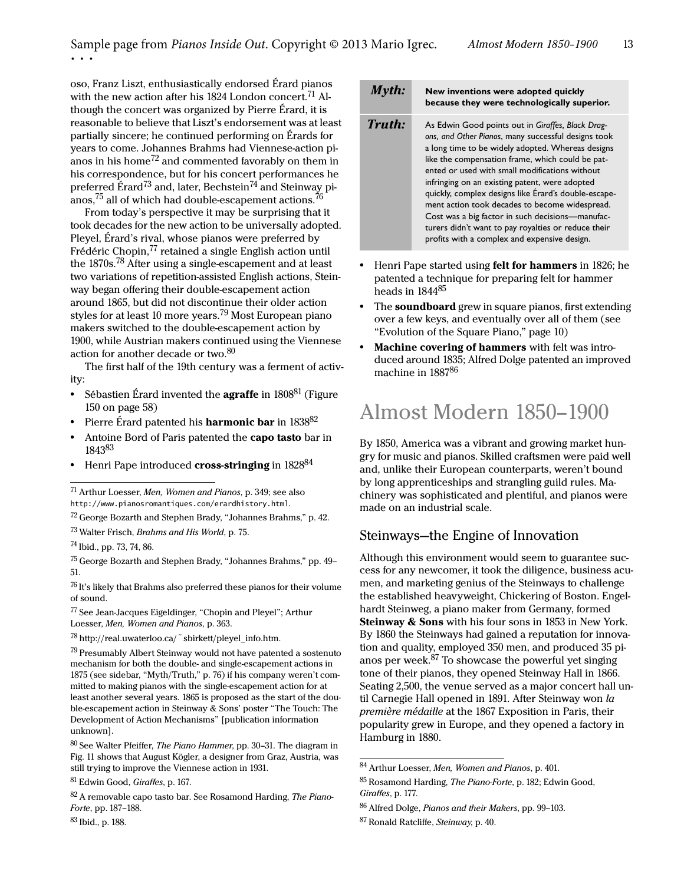oso, Franz Liszt, enthusiastically endorsed Érard pianos with the new action after his 1824 London concert.[71] Although the concert was organized by Pierre Érard, it is reasonable to believe that Liszt's endorsement was at least partially sincere; he continued performing on Érards for years to come. Johannes Brahms had Viennese-action pianos in his home[72] and commented favorably on them in his correspondence, but for his concert performances he preferred Érard[73] and, later, Bechstein[74] and Steinway pianos,[75] all of which had double-escapement actions.[76]

From today's perspective it may be surprising that it took decades for the new action to be universally adopted. Pleyel, Érard's rival, whose pianos were preferred by Frédéric Chopin,[77] retained a single English action until the 1870s.[78] After using a single-escapement and at least two variations of repetition-assisted English actions, Steinway began offering their double-escapement action around 1865, but did not discontinue their older action styles for at least 10 more years.[79] Most European piano makers switched to the double-escapement action by 1900, while Austrian makers continued using the Viennese action for another decade or two.[80]

The first half of the 19th century was a ferment of activity:

- Sébastien Érard invented the **agraffe** in 1808[81] (Figure 150 on page 58)
- Pierre Érard patented his **harmonic bar** in 1838[82]
- Antoine Bord of Paris patented the **capo tasto** bar in 1843[83]
- Henri Pape introduced **cross-stringing** in 1828[84]
- Henri Pape started using **felt for hammers** in 1826; he patented a technique for preparing felt for hammer heads in 1844[85]
- The **soundboard** grew in square pianos, first extending over a few keys, and eventually over all of them (see "Evolution of the Square Piano," page 10)
- **Machine covering of hammers** with felt was introduced around 1835; Alfred Dolge patented an improved machine in 1887[86]

| *Myth:* | **New inventions were adopted quickly because they were technologically superior.** |
|---|---|
| ***Truth:*** | As Edwin Good points out in *Giraffes, Black Dragons, and Other Pianos*, many successful designs took a long time to be widely adopted. Whereas designs like the compensation frame, which could be patented or used with small modifications without infringing on an existing patent, were adopted quickly, complex designs like Érard's double-escapement action took decades to become widespread. Cost was a big factor in such decisions—manufacturers didn't want to pay royalties or reduce their profits with a complex and expensive design. |

# Almost Modern 1850–1900

By 1850, America was a vibrant and growing market hungry for music and pianos. Skilled craftsmen were paid well and, unlike their European counterparts, weren't bound by long apprenticeships and strangling guild rules. Machinery was sophisticated and plentiful, and pianos were made on an industrial scale.

## Steinways—the Engine of Innovation

Although this environment would seem to guarantee success for any newcomer, it took the diligence, business acumen, and marketing genius of the Steinways to challenge the established heavyweight, Chickering of Boston. Engelhardt Steinweg, a piano maker from Germany, formed **Steinway & Sons** with his four sons in 1853 in New York. By 1860 the Steinways had gained a reputation for innovation and quality, employed 350 men, and produced 35 pianos per week.[87] To showcase the powerful yet singing tone of their pianos, they opened Steinway Hall in 1866. Seating 2,500, the venue served as a major concert hall until Carnegie Hall opened in 1891. After Steinway won *la première médaille* at the 1867 Exposition in Paris, their popularity grew in Europe, and they opened a factory in Hamburg in 1880.

---

[71] Arthur Loesser, *Men, Women and Pianos*, p. 349; see also http://www.pianosromantiques.com/erardhistory.html.

[72] George Bozarth and Stephen Brady, "Johannes Brahms," p. 42.

[73] Walter Frisch, *Brahms and His World*, p. 75.

[74] Ibid., pp. 73, 74, 86.

[75] George Bozarth and Stephen Brady, "Johannes Brahms," pp. 49–51.

[76] It's likely that Brahms also preferred these pianos for their volume of sound.

[77] See Jean-Jacques Eigeldinger, "Chopin and Pleyel"; Arthur Loesser, *Men, Women and Pianos*, p. 363.

[78] http://real.uwaterloo.ca/~sbirkett/pleyel_info.htm.

[79] Presumably Albert Steinway would not have patented a sostenuto mechanism for both the double- and single-escapement actions in 1875 (see sidebar, "Myth/Truth," p. 76) if his company weren't committed to making pianos with the single-escapement action for at least another several years. 1865 is proposed as the start of the double-escapement action in Steinway & Sons' poster "The Touch: The Development of Action Mechanisms" [publication information unknown].

[80] See Walter Pfeiffer, *The Piano Hammer*, pp. 30–31. The diagram in Fig. 11 shows that August Kögler, a designer from Graz, Austria, was still trying to improve the Viennese action in 1931.

[81] Edwin Good, *Giraffes*, p. 167.

[82] A removable capo tasto bar. See Rosamond Harding, *The Piano-Forte*, pp. 187–188.

[83] Ibid., p. 188.

[84] Arthur Loesser, *Men, Women and Pianos*, p. 401.

[85] Rosamond Harding, *The Piano-Forte*, p. 182; Edwin Good, *Giraffes*, p. 177.

[86] Alfred Dolge, *Pianos and their Makers*, pp. 99–103.

[87] Ronald Ratcliffe, *Steinway*, p. 40.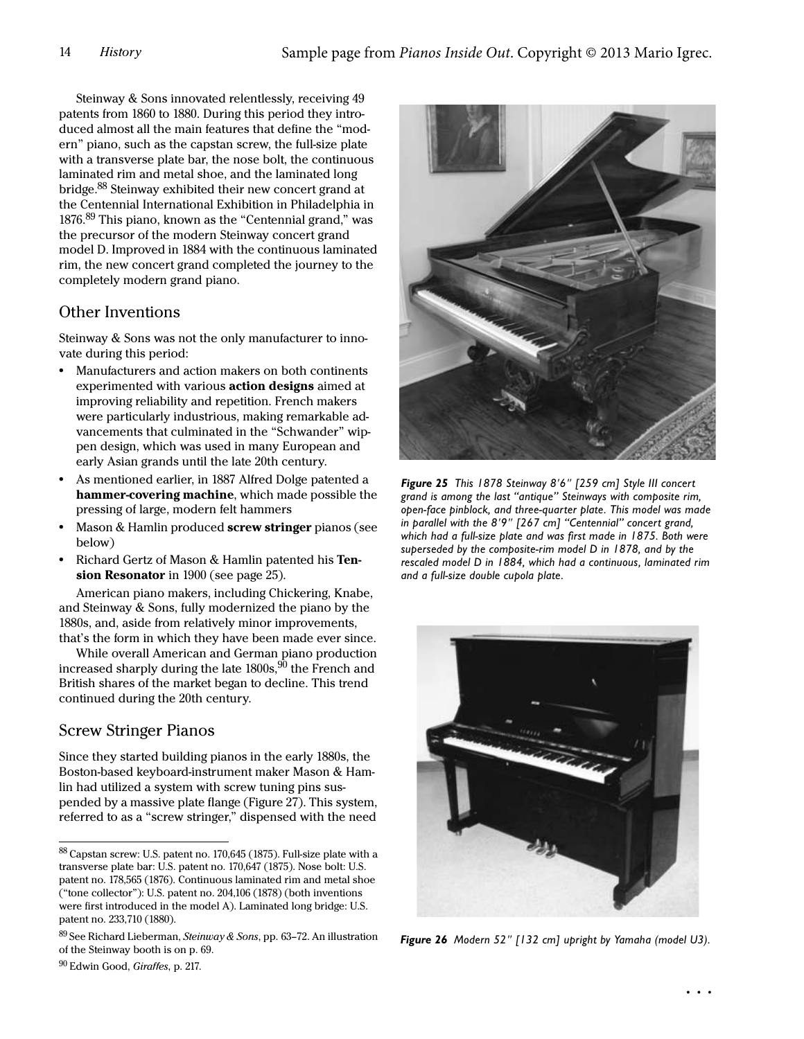Steinway & Sons innovated relentlessly, receiving 49 patents from 1860 to 1880. During this period they introduced almost all the main features that define the "modern" piano, such as the capstan screw, the full-size plate with a transverse plate bar, the nose bolt, the continuous laminated rim and metal shoe, and the laminated long bridge.[88] Steinway exhibited their new concert grand at the Centennial International Exhibition in Philadelphia in 1876.[89] This piano, known as the "Centennial grand," was the precursor of the modern Steinway concert grand model D. Improved in 1884 with the continuous laminated rim, the new concert grand completed the journey to the completely modern grand piano.

## Other Inventions

Steinway & Sons was not the only manufacturer to innovate during this period:

- Manufacturers and action makers on both continents experimented with various **action designs** aimed at improving reliability and repetition. French makers were particularly industrious, making remarkable advancements that culminated in the "Schwander" wippen design, which was used in many European and early Asian grands until the late 20th century.
- As mentioned earlier, in 1887 Alfred Dolge patented a **hammer-covering machine**, which made possible the pressing of large, modern felt hammers
- Mason & Hamlin produced **screw stringer** pianos (see below)
- Richard Gertz of Mason & Hamlin patented his **Tension Resonator** in 1900 (see page 25).

American piano makers, including Chickering, Knabe, and Steinway & Sons, fully modernized the piano by the 1880s, and, aside from relatively minor improvements, that's the form in which they have been made ever since.

While overall American and German piano production increased sharply during the late 1800s,[90] the French and British shares of the market began to decline. This trend continued during the 20th century.

## Screw Stringer Pianos

Since they started building pianos in the early 1880s, the Boston-based keyboard-instrument maker Mason & Hamlin had utilized a system with screw tuning pins suspended by a massive plate flange (Figure 27). This system, referred to as a "screw stringer," dispensed with the need

*Figure 25 This 1878 Steinway 8′6″ [259 cm] Style III concert grand is among the last "antique" Steinways with composite rim, open-face pinblock, and three-quarter plate. This model was made in parallel with the 8′9″ [267 cm] "Centennial" concert grand, which had a full-size plate and was first made in 1875. Both were superseded by the composite-rim model D in 1878, and by the rescaled model D in 1884, which had a continuous, laminated rim and a full-size double cupola plate.*

*Figure 26 Modern 52″ [132 cm] upright by Yamaha (model U3).*

. . .

[88] Capstan screw: U.S. patent no. 170,645 (1875). Full-size plate with a transverse plate bar: U.S. patent no. 170,647 (1875). Nose bolt: U.S. patent no. 178,565 (1876). Continuous laminated rim and metal shoe ("tone collector"): U.S. patent no. 204,106 (1878) (both inventions were first introduced in the model A). Laminated long bridge: U.S. patent no. 233,710 (1880).

[89] See Richard Lieberman, *Steinway & Sons*, pp. 63–72. An illustration of the Steinway booth is on p. 69.

[90] Edwin Good, *Giraffes*, p. 217.